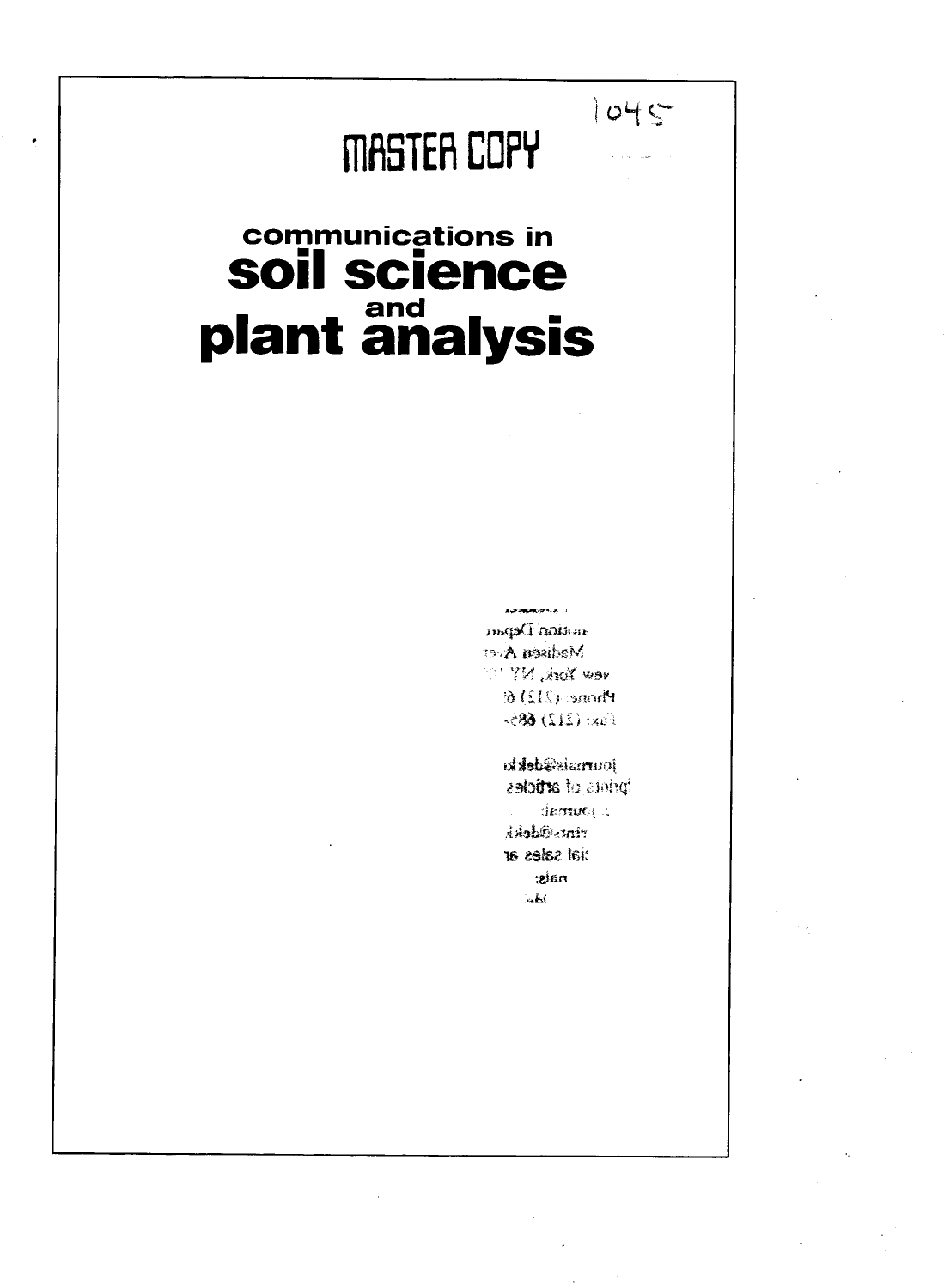1045

MASTER COPY

# communications in soil science and plant analysis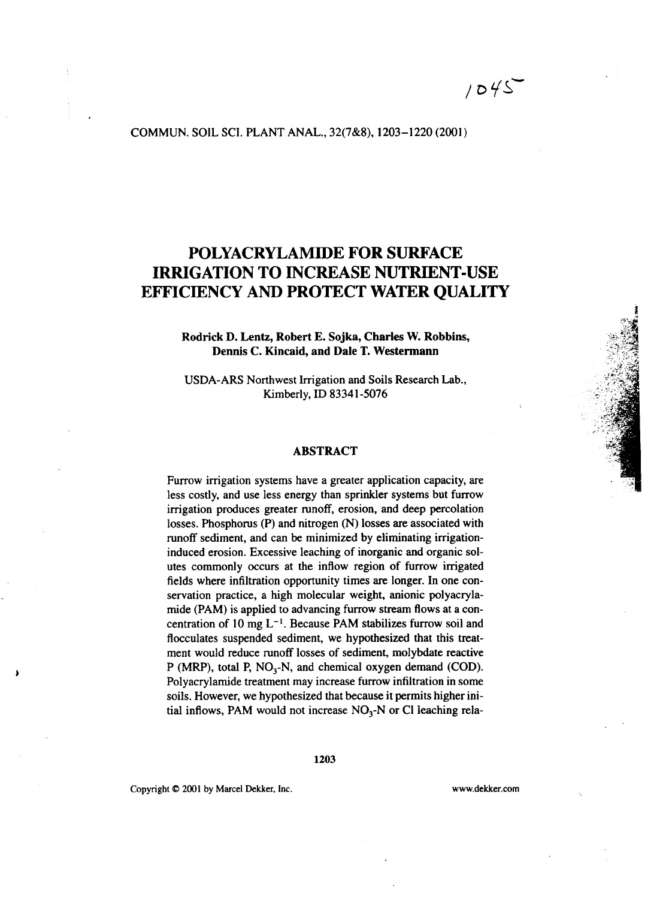# POLYACRYLAMIDE FOR SURFACE IRRIGATION TO INCREASE NUTRIENT-USE EFFICIENCY AND PROTECT WATER QUALITY

**Rodrick D. Lentz, Robert E. Sojka, Charles W. Robbins, Dennis C. Kincaid, and Dale T. Westermann**

USDA-ARS Northwest Irrigation and Soils Research Lab., Kimberly, ID 83341-5076

## ABSTRACT

Furrow irrigation systems have a greater application capacity, are less costly, and use less energy than sprinkler systems but furrow irrigation produces greater runoff, erosion, and deep percolation losses. Phosphorus (P) and nitrogen (N) losses are associated with runoff sediment, and can be minimized by eliminating irrigation-induced erosion. Excessive leaching of inorganic and organic solutes commonly occurs at the inflow region of furrow irrigated fields where infiltration opportunity times are longer. In one conservation practice, a high molecular weight, anionic polyacrylamide (PAM) is applied to advancing furrow stream flows at a concentration of 10 mg $L^{-1}$. Because PAM stabilizes furrow soil and flocculates suspended sediment, we hypothesized that this treatment would reduce runoff losses of sediment, molybdate reactive P (MRP), total P, $NO_3$-N, and chemical oxygen demand (COD). Polyacrylamide treatment may increase furrow infiltration in some soils. However, we hypothesized that because it permits higher initial inflows, PAM would not increase $NO_3$-N or Cl leaching rela-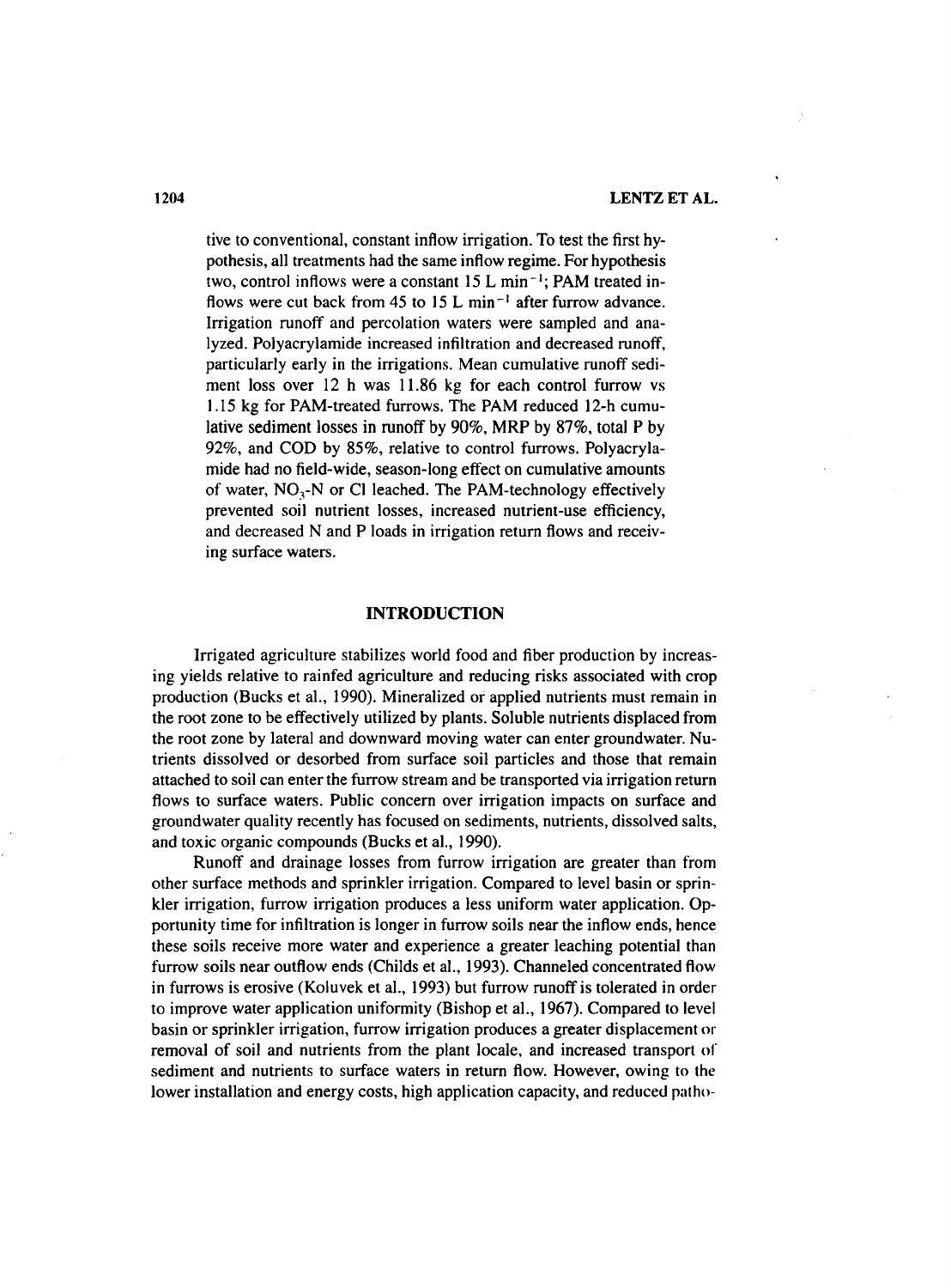tive to conventional, constant inflow irrigation. To test the first hypothesis, all treatments had the same inflow regime. For hypothesis two, control inflows were a constant 15 L $min^{-1}$; PAM treated inflows were cut back from 45 to 15 L $min^{-1}$ after furrow advance. Irrigation runoff and percolation waters were sampled and analyzed. Polyacrylamide increased infiltration and decreased runoff, particularly early in the irrigations. Mean cumulative runoff sediment loss over 12 h was 11.86 kg for each control furrow vs 1.15 kg for PAM-treated furrows. The PAM reduced 12-h cumulative sediment losses in runoff by 90%, MRP by 87%, total P by 92%, and COD by 85%, relative to control furrows. Polyacrylamide had no field-wide, season-long effect on cumulative amounts of water, $NO_3$-N or Cl leached. The PAM-technology effectively prevented soil nutrient losses, increased nutrient-use efficiency, and decreased N and P loads in irrigation return flows and receiving surface waters.

## INTRODUCTION

Irrigated agriculture stabilizes world food and fiber production by increasing yields relative to rainfed agriculture and reducing risks associated with crop production (Bucks et al., 1990). Mineralized or applied nutrients must remain in the root zone to be effectively utilized by plants. Soluble nutrients displaced from the root zone by lateral and downward moving water can enter groundwater. Nutrients dissolved or desorbed from surface soil particles and those that remain attached to soil can enter the furrow stream and be transported via irrigation return flows to surface waters. Public concern over irrigation impacts on surface and groundwater quality recently has focused on sediments, nutrients, dissolved salts, and toxic organic compounds (Bucks et al., 1990).

Runoff and drainage losses from furrow irrigation are greater than from other surface methods and sprinkler irrigation. Compared to level basin or sprinkler irrigation, furrow irrigation produces a less uniform water application. Opportunity time for infiltration is longer in furrow soils near the inflow ends, hence these soils receive more water and experience a greater leaching potential than furrow soils near outflow ends (Childs et al., 1993). Channeled concentrated flow in furrows is erosive (Koluvek et al., 1993) but furrow runoff is tolerated in order to improve water application uniformity (Bishop et al., 1967). Compared to level basin or sprinkler irrigation, furrow irrigation produces a greater displacement or removal of soil and nutrients from the plant locale, and increased transport of sediment and nutrients to surface waters in return flow. However, owing to the lower installation and energy costs, high application capacity, and reduced patho-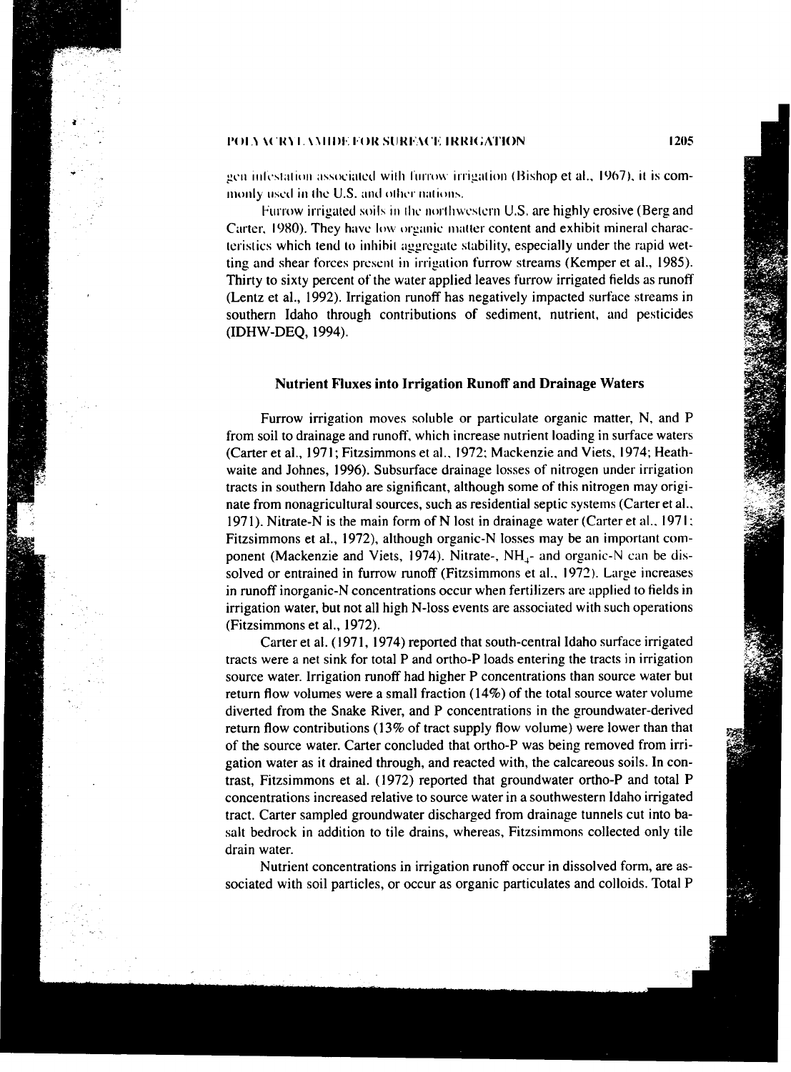gen infestation associated with furrow irrigation (Bishop et al., 1967), it is commonly used in the U.S. and other nations.

Furrow irrigated soils in the northwestern U.S. are highly erosive (Berg and Carter, 1980). They have low organic matter content and exhibit mineral characteristics which tend to inhibit aggregate stability, especially under the rapid wetting and shear forces present in irrigation furrow streams (Kemper et al., 1985). Thirty to sixty percent of the water applied leaves furrow irrigated fields as runoff (Lentz et al., 1992). Irrigation runoff has negatively impacted surface streams in southern Idaho through contributions of sediment, nutrient, and pesticides (IDHW-DEQ, 1994).

## Nutrient Fluxes into Irrigation Runoff and Drainage Waters

Furrow irrigation moves soluble or particulate organic matter, N, and P from soil to drainage and runoff, which increase nutrient loading in surface waters (Carter et al., 1971; Fitzsimmons et al., 1972; Mackenzie and Viets, 1974; Heathwaite and Johnes, 1996). Subsurface drainage losses of nitrogen under irrigation tracts in southern Idaho are significant, although some of this nitrogen may originate from nonagricultural sources, such as residential septic systems (Carter et al., 1971). Nitrate-N is the main form of N lost in drainage water (Carter et al., 1971; Fitzsimmons et al., 1972), although organic-N losses may be an important component (Mackenzie and Viets, 1974). Nitrate-, $NH_4$- and organic-N can be dissolved or entrained in furrow runoff (Fitzsimmons et al., 1972). Large increases in runoff inorganic-N concentrations occur when fertilizers are applied to fields in irrigation water, but not all high N-loss events are associated with such operations (Fitzsimmons et al., 1972).

Carter et al. (1971, 1974) reported that south-central Idaho surface irrigated tracts were a net sink for total P and ortho-P loads entering the tracts in irrigation source water. Irrigation runoff had higher P concentrations than source water but return flow volumes were a small fraction (14%) of the total source water volume diverted from the Snake River, and P concentrations in the groundwater-derived return flow contributions (13% of tract supply flow volume) were lower than that of the source water. Carter concluded that ortho-P was being removed from irrigation water as it drained through, and reacted with, the calcareous soils. In contrast, Fitzsimmons et al. (1972) reported that groundwater ortho-P and total P concentrations increased relative to source water in a southwestern Idaho irrigated tract. Carter sampled groundwater discharged from drainage tunnels cut into basalt bedrock in addition to tile drains, whereas, Fitzsimmons collected only tile drain water.

Nutrient concentrations in irrigation runoff occur in dissolved form, are associated with soil particles, or occur as organic particulates and colloids. Total P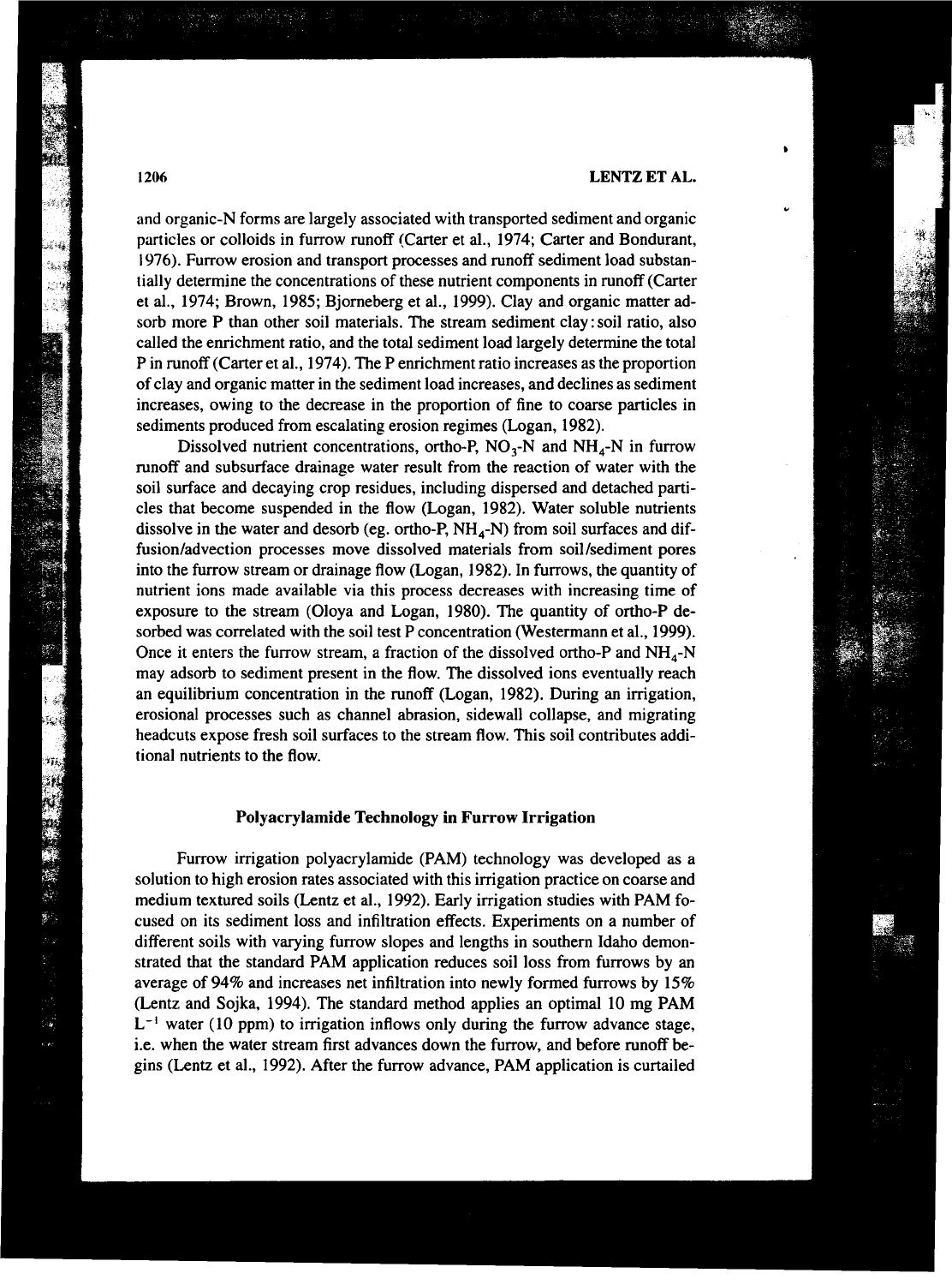and organic-N forms are largely associated with transported sediment and organic particles or colloids in furrow runoff (Carter et al., 1974; Carter and Bondurant, 1976). Furrow erosion and transport processes and runoff sediment load substantially determine the concentrations of these nutrient components in runoff (Carter et al., 1974; Brown, 1985; Bjorneberg et al., 1999). Clay and organic matter adsorb more P than other soil materials. The stream sediment clay:soil ratio, also called the enrichment ratio, and the total sediment load largely determine the total P in runoff (Carter et al., 1974). The P enrichment ratio increases as the proportion of clay and organic matter in the sediment load increases, and declines as sediment increases, owing to the decrease in the proportion of fine to coarse particles in sediments produced from escalating erosion regimes (Logan, 1982).

Dissolved nutrient concentrations, ortho-P, $NO_3$-N and $NH_4$-N in furrow runoff and subsurface drainage water result from the reaction of water with the soil surface and decaying crop residues, including dispersed and detached particles that become suspended in the flow (Logan, 1982). Water soluble nutrients dissolve in the water and desorb (eg. ortho-P, $NH_4$-N) from soil surfaces and diffusion/advection processes move dissolved materials from soil/sediment pores into the furrow stream or drainage flow (Logan, 1982). In furrows, the quantity of nutrient ions made available via this process decreases with increasing time of exposure to the stream (Oloya and Logan, 1980). The quantity of ortho-P desorbed was correlated with the soil test P concentration (Westermann et al., 1999). Once it enters the furrow stream, a fraction of the dissolved ortho-P and $NH_4$-N may adsorb to sediment present in the flow. The dissolved ions eventually reach an equilibrium concentration in the runoff (Logan, 1982). During an irrigation, erosional processes such as channel abrasion, sidewall collapse, and migrating headcuts expose fresh soil surfaces to the stream flow. This soil contributes additional nutrients to the flow.

## Polyacrylamide Technology in Furrow Irrigation

Furrow irrigation polyacrylamide (PAM) technology was developed as a solution to high erosion rates associated with this irrigation practice on coarse and medium textured soils (Lentz et al., 1992). Early irrigation studies with PAM focused on its sediment loss and infiltration effects. Experiments on a number of different soils with varying furrow slopes and lengths in southern Idaho demonstrated that the standard PAM application reduces soil loss from furrows by an average of 94% and increases net infiltration into newly formed furrows by 15% (Lentz and Sojka, 1994). The standard method applies an optimal 10 mg PAM $L^{-1}$ water (10 ppm) to irrigation inflows only during the furrow advance stage, i.e. when the water stream first advances down the furrow, and before runoff begins (Lentz et al., 1992). After the furrow advance, PAM application is curtailed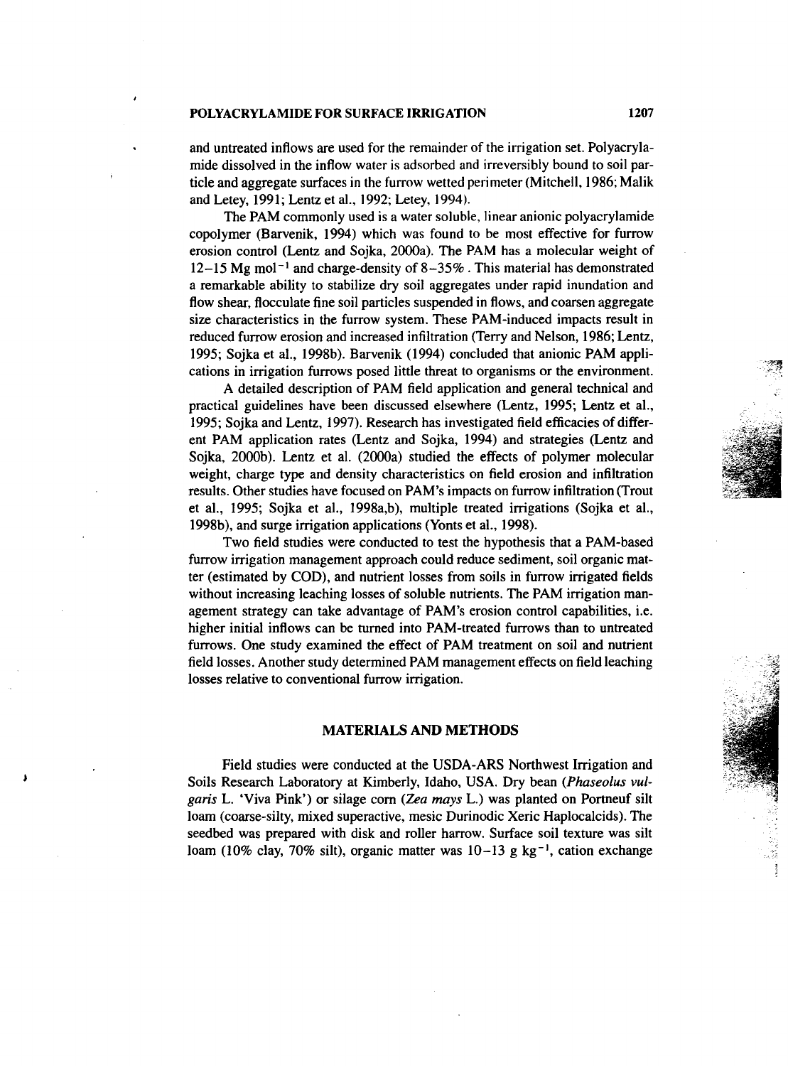and untreated inflows are used for the remainder of the irrigation set. Polyacrylamide dissolved in the inflow water is adsorbed and irreversibly bound to soil particle and aggregate surfaces in the furrow wetted perimeter (Mitchell, 1986; Malik and Letey, 1991; Lentz et al., 1992; Letey, 1994).

The PAM commonly used is a water soluble, linear anionic polyacrylamide copolymer (Barvenik, 1994) which was found to be most effective for furrow erosion control (Lentz and Sojka, 2000a). The PAM has a molecular weight of 12–15 Mg $mol^{-1}$ and charge-density of 8–35%. This material has demonstrated a remarkable ability to stabilize dry soil aggregates under rapid inundation and flow shear, flocculate fine soil particles suspended in flows, and coarsen aggregate size characteristics in the furrow system. These PAM-induced impacts result in reduced furrow erosion and increased infiltration (Terry and Nelson, 1986; Lentz, 1995; Sojka et al., 1998b). Barvenik (1994) concluded that anionic PAM applications in irrigation furrows posed little threat to organisms or the environment.

A detailed description of PAM field application and general technical and practical guidelines have been discussed elsewhere (Lentz, 1995; Lentz et al., 1995; Sojka and Lentz, 1997). Research has investigated field efficacies of different PAM application rates (Lentz and Sojka, 1994) and strategies (Lentz and Sojka, 2000b). Lentz et al. (2000a) studied the effects of polymer molecular weight, charge type and density characteristics on field erosion and infiltration results. Other studies have focused on PAM's impacts on furrow infiltration (Trout et al., 1995; Sojka et al., 1998a,b), multiple treated irrigations (Sojka et al., 1998b), and surge irrigation applications (Yonts et al., 1998).

Two field studies were conducted to test the hypothesis that a PAM-based furrow irrigation management approach could reduce sediment, soil organic matter (estimated by COD), and nutrient losses from soils in furrow irrigated fields without increasing leaching losses of soluble nutrients. The PAM irrigation management strategy can take advantage of PAM's erosion control capabilities, i.e. higher initial inflows can be turned into PAM-treated furrows than to untreated furrows. One study examined the effect of PAM treatment on soil and nutrient field losses. Another study determined PAM management effects on field leaching losses relative to conventional furrow irrigation.

## MATERIALS AND METHODS

Field studies were conducted at the USDA-ARS Northwest Irrigation and Soils Research Laboratory at Kimberly, Idaho, USA. Dry bean (*Phaseolus vulgaris* L. 'Viva Pink') or silage corn (*Zea mays* L.) was planted on Portneuf silt loam (coarse-silty, mixed superactive, mesic Durinodic Xeric Haplocalcids). The seedbed was prepared with disk and roller harrow. Surface soil texture was silt loam (10% clay, 70% silt), organic matter was 10–13 g $kg^{-1}$, cation exchange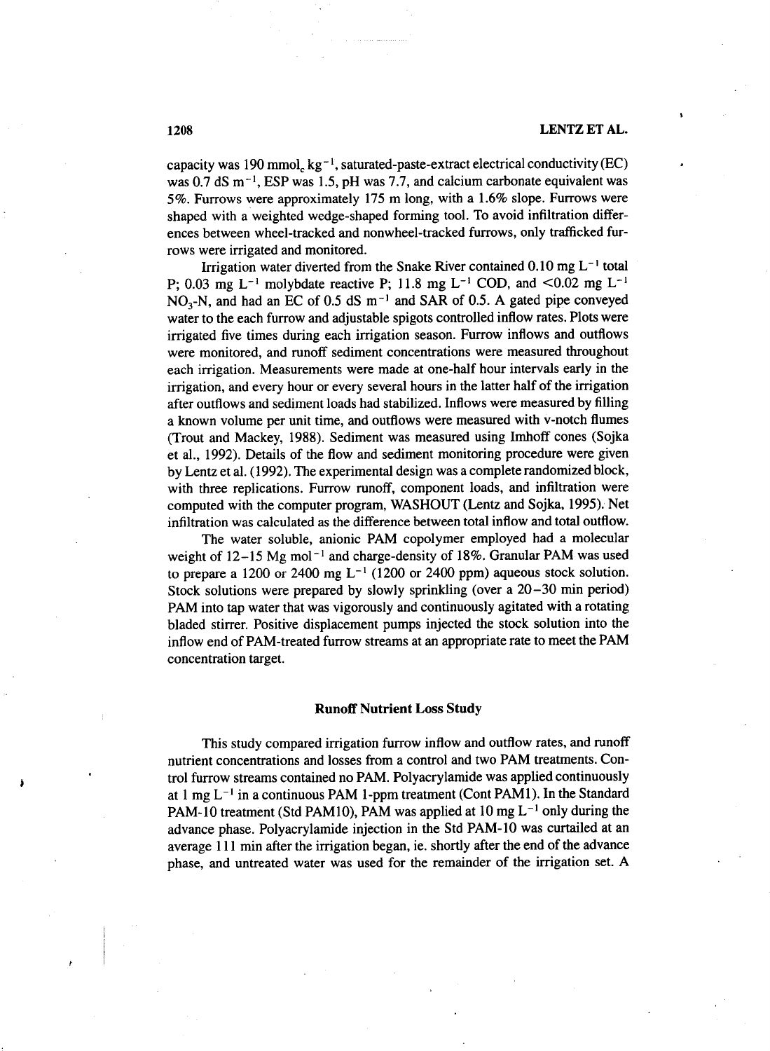capacity was 190 $mmol_c\ kg^{-1}$, saturated-paste-extract electrical conductivity (EC) was 0.7 $dS\ m^{-1}$, ESP was 1.5, pH was 7.7, and calcium carbonate equivalent was 5%. Furrows were approximately 175 m long, with a 1.6% slope. Furrows were shaped with a weighted wedge-shaped forming tool. To avoid infiltration differences between wheel-tracked and nonwheel-tracked furrows, only trafficked furrows were irrigated and monitored.

Irrigation water diverted from the Snake River contained 0.10 $mg\ L^{-1}$ total P; 0.03 $mg\ L^{-1}$ molybdate reactive P; 11.8 $mg\ L^{-1}$ COD, and <0.02 $mg\ L^{-1}$ $NO_3$-N, and had an EC of 0.5 $dS\ m^{-1}$ and SAR of 0.5. A gated pipe conveyed water to the each furrow and adjustable spigots controlled inflow rates. Plots were irrigated five times during each irrigation season. Furrow inflows and outflows were monitored, and runoff sediment concentrations were measured throughout each irrigation. Measurements were made at one-half hour intervals early in the irrigation, and every hour or every several hours in the latter half of the irrigation after outflows and sediment loads had stabilized. Inflows were measured by filling a known volume per unit time, and outflows were measured with v-notch flumes (Trout and Mackey, 1988). Sediment was measured using Imhoff cones (Sojka et al., 1992). Details of the flow and sediment monitoring procedure were given by Lentz et al. (1992). The experimental design was a complete randomized block, with three replications. Furrow runoff, component loads, and infiltration were computed with the computer program, WASHOUT (Lentz and Sojka, 1995). Net infiltration was calculated as the difference between total inflow and total outflow.

The water soluble, anionic PAM copolymer employed had a molecular weight of 12–15 $Mg\ mol^{-1}$ and charge-density of 18%. Granular PAM was used to prepare a 1200 or 2400 $mg\ L^{-1}$ (1200 or 2400 ppm) aqueous stock solution. Stock solutions were prepared by slowly sprinkling (over a 20–30 min period) PAM into tap water that was vigorously and continuously agitated with a rotating bladed stirrer. Positive displacement pumps injected the stock solution into the inflow end of PAM-treated furrow streams at an appropriate rate to meet the PAM concentration target.

## Runoff Nutrient Loss Study

This study compared irrigation furrow inflow and outflow rates, and runoff nutrient concentrations and losses from a control and two PAM treatments. Control furrow streams contained no PAM. Polyacrylamide was applied continuously at 1 $mg\ L^{-1}$ in a continuous PAM 1-ppm treatment (Cont PAM1). In the Standard PAM-10 treatment (Std PAM10), PAM was applied at 10 $mg\ L^{-1}$ only during the advance phase. Polyacrylamide injection in the Std PAM-10 was curtailed at an average 111 min after the irrigation began, ie. shortly after the end of the advance phase, and untreated water was used for the remainder of the irrigation set. A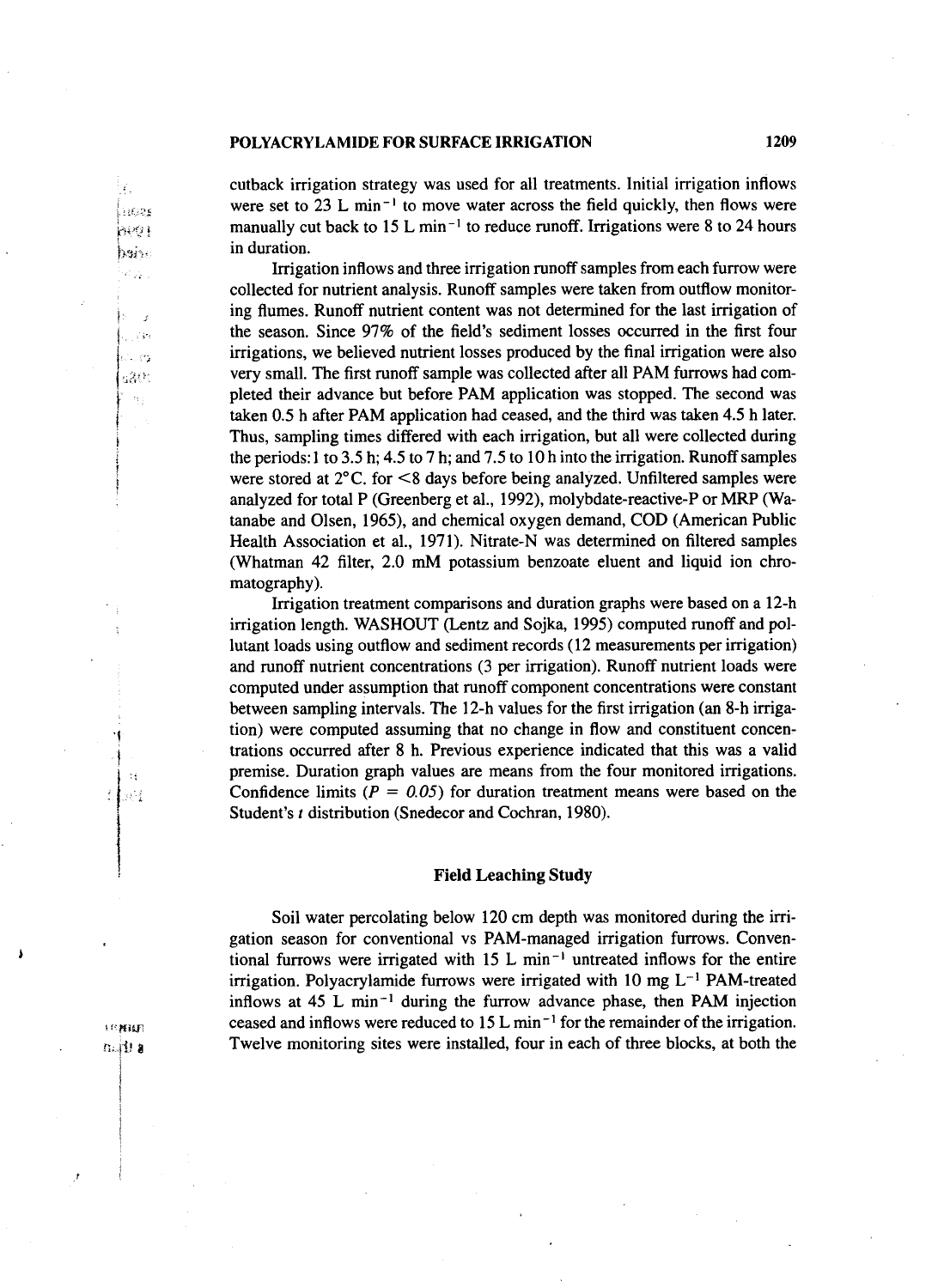cutback irrigation strategy was used for all treatments. Initial irrigation inflows were set to 23 L min$^{-1}$ to move water across the field quickly, then flows were manually cut back to 15 L min$^{-1}$ to reduce runoff. Irrigations were 8 to 24 hours in duration.

Irrigation inflows and three irrigation runoff samples from each furrow were collected for nutrient analysis. Runoff samples were taken from outflow monitoring flumes. Runoff nutrient content was not determined for the last irrigation of the season. Since 97% of the field's sediment losses occurred in the first four irrigations, we believed nutrient losses produced by the final irrigation were also very small. The first runoff sample was collected after all PAM furrows had completed their advance but before PAM application was stopped. The second was taken 0.5 h after PAM application had ceased, and the third was taken 4.5 h later. Thus, sampling times differed with each irrigation, but all were collected during the periods: 1 to 3.5 h; 4.5 to 7 h; and 7.5 to 10 h into the irrigation. Runoff samples were stored at 2°C. for <8 days before being analyzed. Unfiltered samples were analyzed for total P (Greenberg et al., 1992), molybdate-reactive-P or MRP (Watanabe and Olsen, 1965), and chemical oxygen demand, COD (American Public Health Association et al., 1971). Nitrate-N was determined on filtered samples (Whatman 42 filter, 2.0 mM potassium benzoate eluent and liquid ion chromatography).

Irrigation treatment comparisons and duration graphs were based on a 12-h irrigation length. WASHOUT (Lentz and Sojka, 1995) computed runoff and pollutant loads using outflow and sediment records (12 measurements per irrigation) and runoff nutrient concentrations (3 per irrigation). Runoff nutrient loads were computed under assumption that runoff component concentrations were constant between sampling intervals. The 12-h values for the first irrigation (an 8-h irrigation) were computed assuming that no change in flow and constituent concentrations occurred after 8 h. Previous experience indicated that this was a valid premise. Duration graph values are means from the four monitored irrigations. Confidence limits ($P = 0.05$) for duration treatment means were based on the Student's $t$ distribution (Snedecor and Cochran, 1980).

## Field Leaching Study

Soil water percolating below 120 cm depth was monitored during the irrigation season for conventional vs PAM-managed irrigation furrows. Conventional furrows were irrigated with 15 L min$^{-1}$ untreated inflows for the entire irrigation. Polyacrylamide furrows were irrigated with 10 mg L$^{-1}$ PAM-treated inflows at 45 L min$^{-1}$ during the furrow advance phase, then PAM injection ceased and inflows were reduced to 15 L min$^{-1}$ for the remainder of the irrigation. Twelve monitoring sites were installed, four in each of three blocks, at both the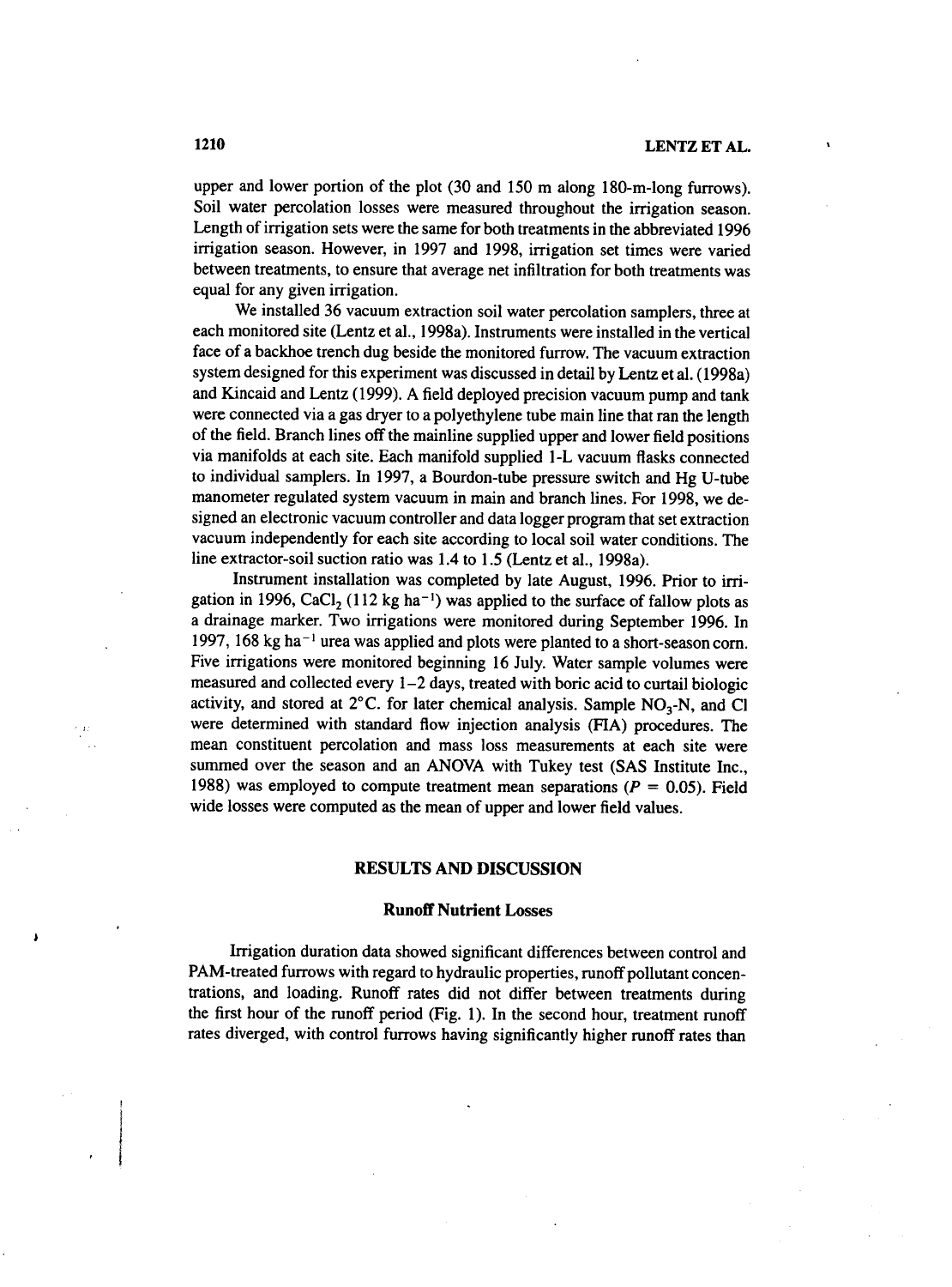upper and lower portion of the plot (30 and 150 m along 180-m-long furrows). Soil water percolation losses were measured throughout the irrigation season. Length of irrigation sets were the same for both treatments in the abbreviated 1996 irrigation season. However, in 1997 and 1998, irrigation set times were varied between treatments, to ensure that average net infiltration for both treatments was equal for any given irrigation.

We installed 36 vacuum extraction soil water percolation samplers, three at each monitored site (Lentz et al., 1998a). Instruments were installed in the vertical face of a backhoe trench dug beside the monitored furrow. The vacuum extraction system designed for this experiment was discussed in detail by Lentz et al. (1998a) and Kincaid and Lentz (1999). A field deployed precision vacuum pump and tank were connected via a gas dryer to a polyethylene tube main line that ran the length of the field. Branch lines off the mainline supplied upper and lower field positions via manifolds at each site. Each manifold supplied 1-L vacuum flasks connected to individual samplers. In 1997, a Bourdon-tube pressure switch and Hg U-tube manometer regulated system vacuum in main and branch lines. For 1998, we designed an electronic vacuum controller and data logger program that set extraction vacuum independently for each site according to local soil water conditions. The line extractor-soil suction ratio was 1.4 to 1.5 (Lentz et al., 1998a).

Instrument installation was completed by late August, 1996. Prior to irrigation in 1996, $CaCl_2$ (112 kg $ha^{-1}$) was applied to the surface of fallow plots as a drainage marker. Two irrigations were monitored during September 1996. In 1997, 168 kg $ha^{-1}$ urea was applied and plots were planted to a short-season corn. Five irrigations were monitored beginning 16 July. Water sample volumes were measured and collected every 1–2 days, treated with boric acid to curtail biologic activity, and stored at 2°C. for later chemical analysis. Sample $NO_3$-N, and Cl were determined with standard flow injection analysis (FIA) procedures. The mean constituent percolation and mass loss measurements at each site were summed over the season and an ANOVA with Tukey test (SAS Institute Inc., 1988) was employed to compute treatment mean separations ($P = 0.05$). Field wide losses were computed as the mean of upper and lower field values.

## RESULTS AND DISCUSSION

### Runoff Nutrient Losses

Irrigation duration data showed significant differences between control and PAM-treated furrows with regard to hydraulic properties, runoff pollutant concentrations, and loading. Runoff rates did not differ between treatments during the first hour of the runoff period (Fig. 1). In the second hour, treatment runoff rates diverged, with control furrows having significantly higher runoff rates than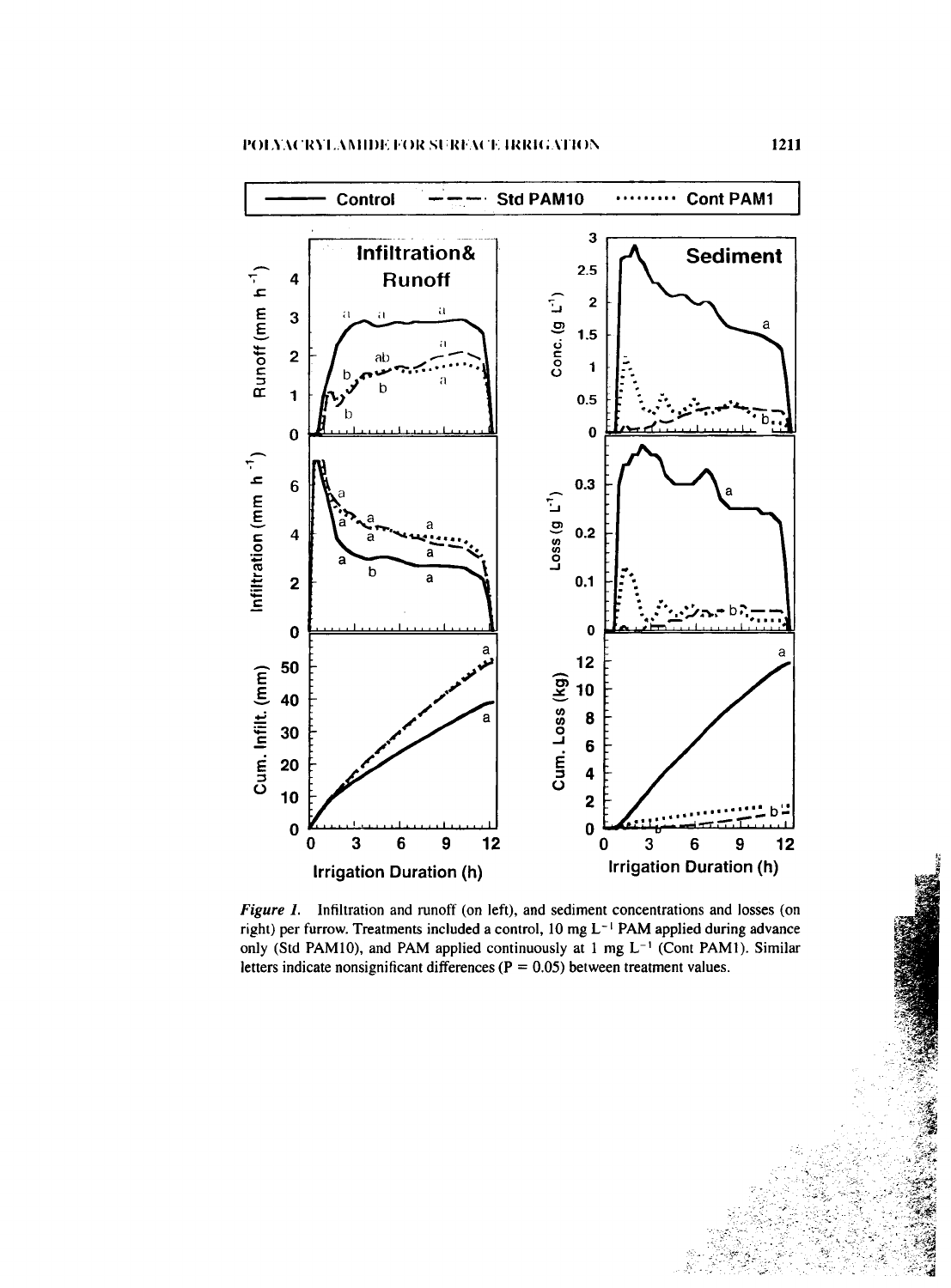Figure 1. Infiltration and runoff (on left), and sediment concentrations and losses (on right) per furrow. Treatments included a control, 10 mg $L^{-1}$ PAM applied during advance only (Std PAM10), and PAM applied continuously at 1 mg $L^{-1}$ (Cont PAM1). Similar letters indicate nonsignificant differences (P = 0.05) between treatment values.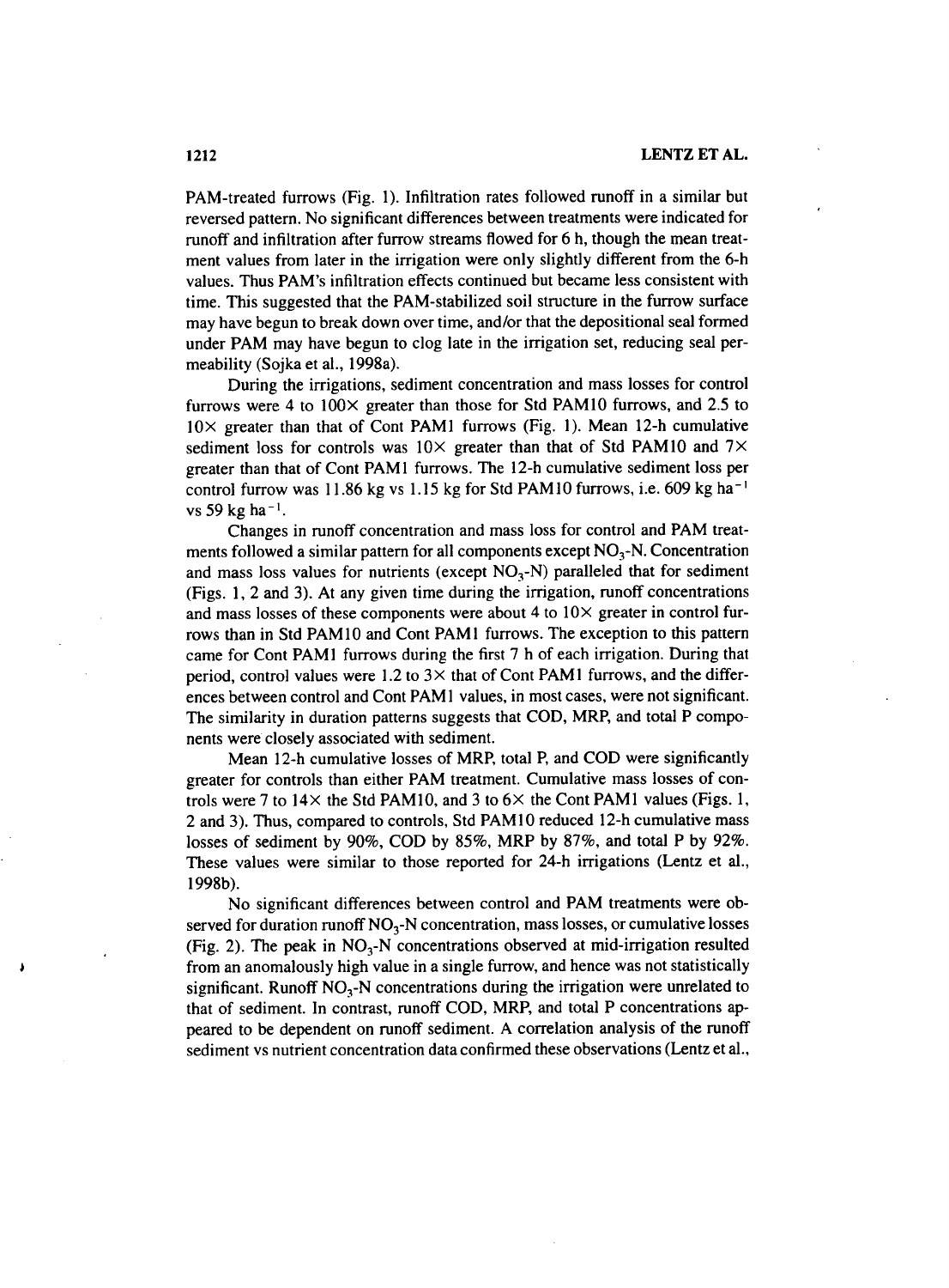PAM-treated furrows (Fig. 1). Infiltration rates followed runoff in a similar but reversed pattern. No significant differences between treatments were indicated for runoff and infiltration after furrow streams flowed for 6 h, though the mean treatment values from later in the irrigation were only slightly different from the 6-h values. Thus PAM's infiltration effects continued but became less consistent with time. This suggested that the PAM-stabilized soil structure in the furrow surface may have begun to break down over time, and/or that the depositional seal formed under PAM may have begun to clog late in the irrigation set, reducing seal permeability (Sojka et al., 1998a).

During the irrigations, sediment concentration and mass losses for control furrows were 4 to 100× greater than those for Std PAM10 furrows, and 2.5 to 10× greater than that of Cont PAM1 furrows (Fig. 1). Mean 12-h cumulative sediment loss for controls was 10× greater than that of Std PAM10 and 7× greater than that of Cont PAM1 furrows. The 12-h cumulative sediment loss per control furrow was 11.86 kg vs 1.15 kg for Std PAM10 furrows, i.e. 609 kg $ha^{-1}$ vs 59 kg $ha^{-1}$.

Changes in runoff concentration and mass loss for control and PAM treatments followed a similar pattern for all components except $NO_3$-N. Concentration and mass loss values for nutrients (except $NO_3$-N) paralleled that for sediment (Figs. 1, 2 and 3). At any given time during the irrigation, runoff concentrations and mass losses of these components were about 4 to 10× greater in control furrows than in Std PAM10 and Cont PAM1 furrows. The exception to this pattern came for Cont PAM1 furrows during the first 7 h of each irrigation. During that period, control values were 1.2 to 3× that of Cont PAM1 furrows, and the differences between control and Cont PAM1 values, in most cases, were not significant. The similarity in duration patterns suggests that COD, MRP, and total P components were closely associated with sediment.

Mean 12-h cumulative losses of MRP, total P, and COD were significantly greater for controls than either PAM treatment. Cumulative mass losses of controls were 7 to 14× the Std PAM10, and 3 to 6× the Cont PAM1 values (Figs. 1, 2 and 3). Thus, compared to controls, Std PAM10 reduced 12-h cumulative mass losses of sediment by 90%, COD by 85%, MRP by 87%, and total P by 92%. These values were similar to those reported for 24-h irrigations (Lentz et al., 1998b).

No significant differences between control and PAM treatments were observed for duration runoff $NO_3$-N concentration, mass losses, or cumulative losses (Fig. 2). The peak in $NO_3$-N concentrations observed at mid-irrigation resulted from an anomalously high value in a single furrow, and hence was not statistically significant. Runoff $NO_3$-N concentrations during the irrigation were unrelated to that of sediment. In contrast, runoff COD, MRP, and total P concentrations appeared to be dependent on runoff sediment. A correlation analysis of the runoff sediment vs nutrient concentration data confirmed these observations (Lentz et al.,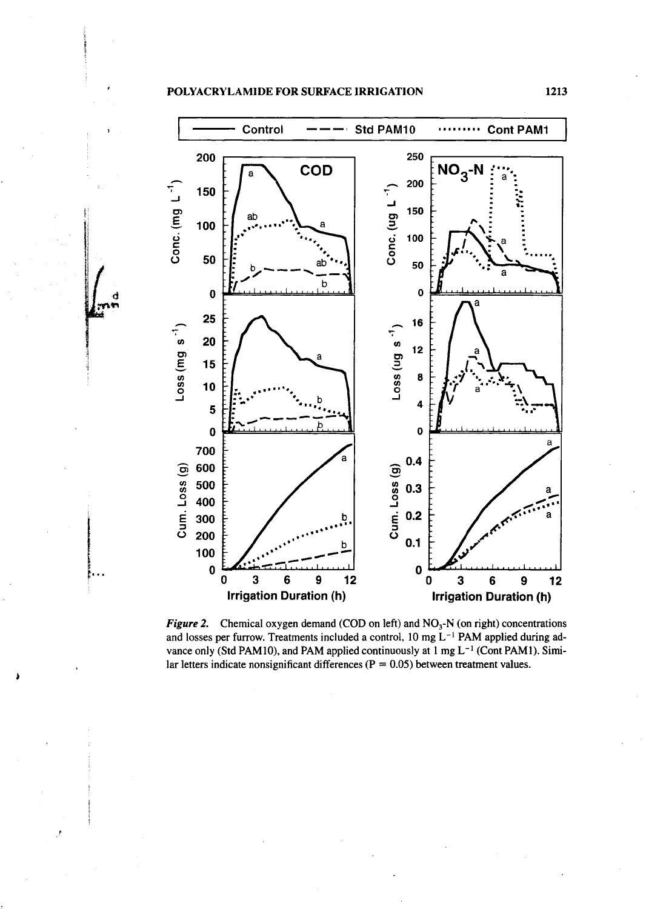*Figure 2.* Chemical oxygen demand (COD on left) and $NO_3$-N (on right) concentrations and losses per furrow. Treatments included a control, 10 mg $L^{-1}$ PAM applied during advance only (Std PAM10), and PAM applied continuously at 1 mg $L^{-1}$ (Cont PAM1). Similar letters indicate nonsignificant differences ($P = 0.05$) between treatment values.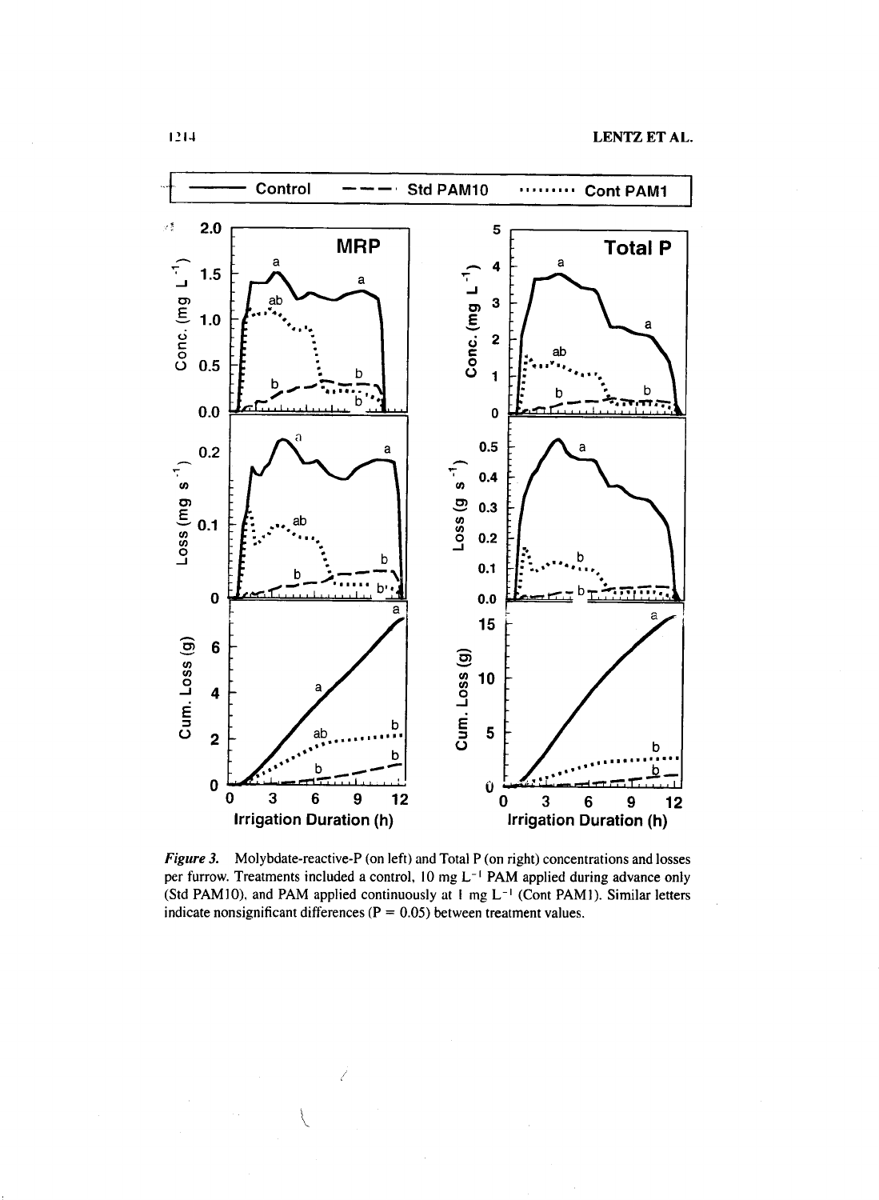*Figure 3.* Molybdate-reactive-P (on left) and Total P (on right) concentrations and losses per furrow. Treatments included a control, 10 mg $L^{-1}$ PAM applied during advance only (Std PAM10), and PAM applied continuously at 1 mg $L^{-1}$ (Cont PAM1). Similar letters indicate nonsignificant differences ($P = 0.05$) between treatment values.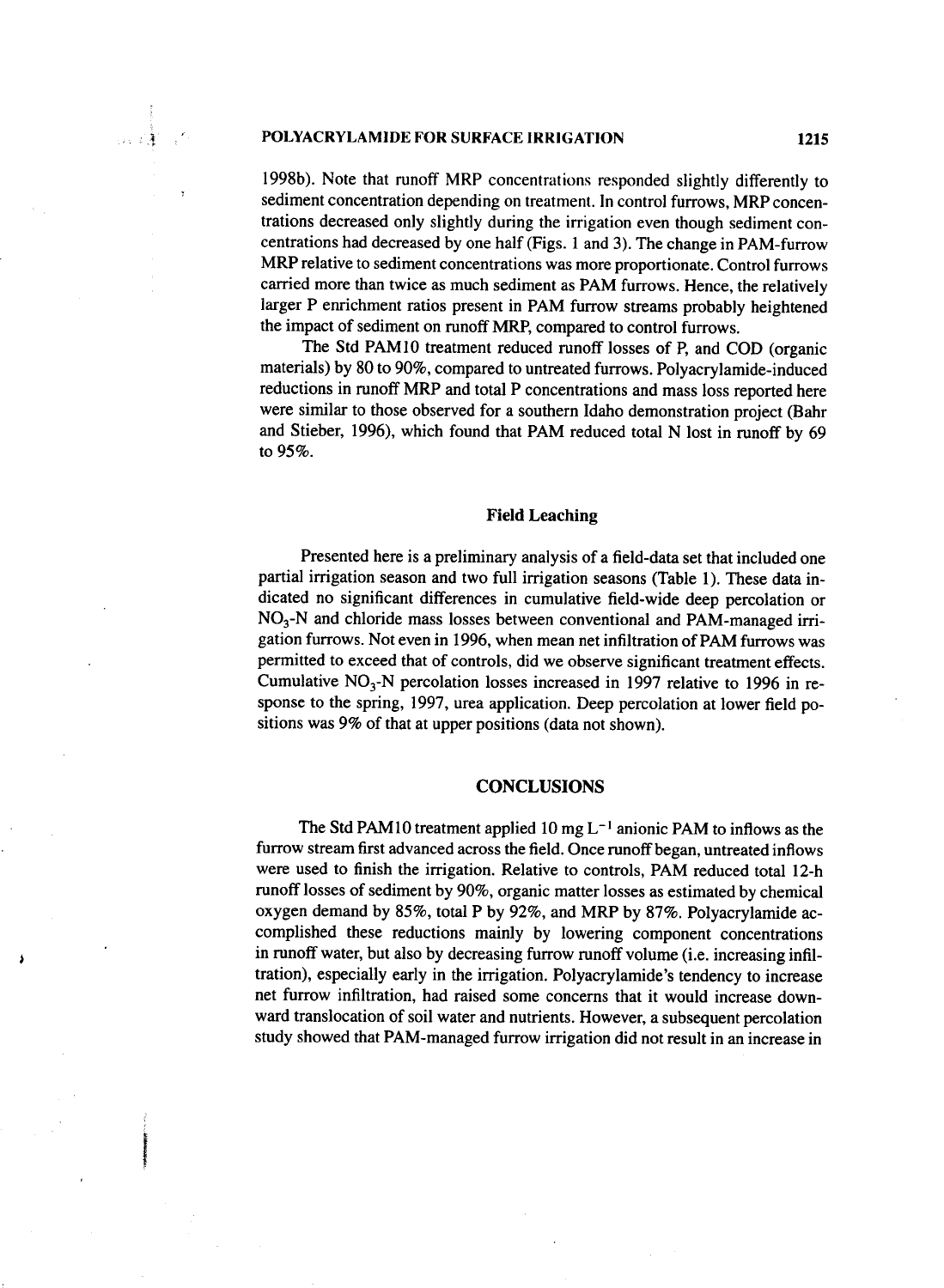1998b). Note that runoff MRP concentrations responded slightly differently to sediment concentration depending on treatment. In control furrows, MRP concentrations decreased only slightly during the irrigation even though sediment concentrations had decreased by one half (Figs. 1 and 3). The change in PAM-furrow MRP relative to sediment concentrations was more proportionate. Control furrows carried more than twice as much sediment as PAM furrows. Hence, the relatively larger P enrichment ratios present in PAM furrow streams probably heightened the impact of sediment on runoff MRP, compared to control furrows.

The Std PAM10 treatment reduced runoff losses of P, and COD (organic materials) by 80 to 90%, compared to untreated furrows. Polyacrylamide-induced reductions in runoff MRP and total P concentrations and mass loss reported here were similar to those observed for a southern Idaho demonstration project (Bahr and Stieber, 1996), which found that PAM reduced total N lost in runoff by 69 to 95%.

### Field Leaching

Presented here is a preliminary analysis of a field-data set that included one partial irrigation season and two full irrigation seasons (Table 1). These data indicated no significant differences in cumulative field-wide deep percolation or $NO_3$-N and chloride mass losses between conventional and PAM-managed irrigation furrows. Not even in 1996, when mean net infiltration of PAM furrows was permitted to exceed that of controls, did we observe significant treatment effects. Cumulative $NO_3$-N percolation losses increased in 1997 relative to 1996 in response to the spring, 1997, urea application. Deep percolation at lower field positions was 9% of that at upper positions (data not shown).

## CONCLUSIONS

The Std PAM10 treatment applied 10 mg $L^{-1}$ anionic PAM to inflows as the furrow stream first advanced across the field. Once runoff began, untreated inflows were used to finish the irrigation. Relative to controls, PAM reduced total 12-h runoff losses of sediment by 90%, organic matter losses as estimated by chemical oxygen demand by 85%, total P by 92%, and MRP by 87%. Polyacrylamide accomplished these reductions mainly by lowering component concentrations in runoff water, but also by decreasing furrow runoff volume (i.e. increasing infiltration), especially early in the irrigation. Polyacrylamide's tendency to increase net furrow infiltration, had raised some concerns that it would increase downward translocation of soil water and nutrients. However, a subsequent percolation study showed that PAM-managed furrow irrigation did not result in an increase in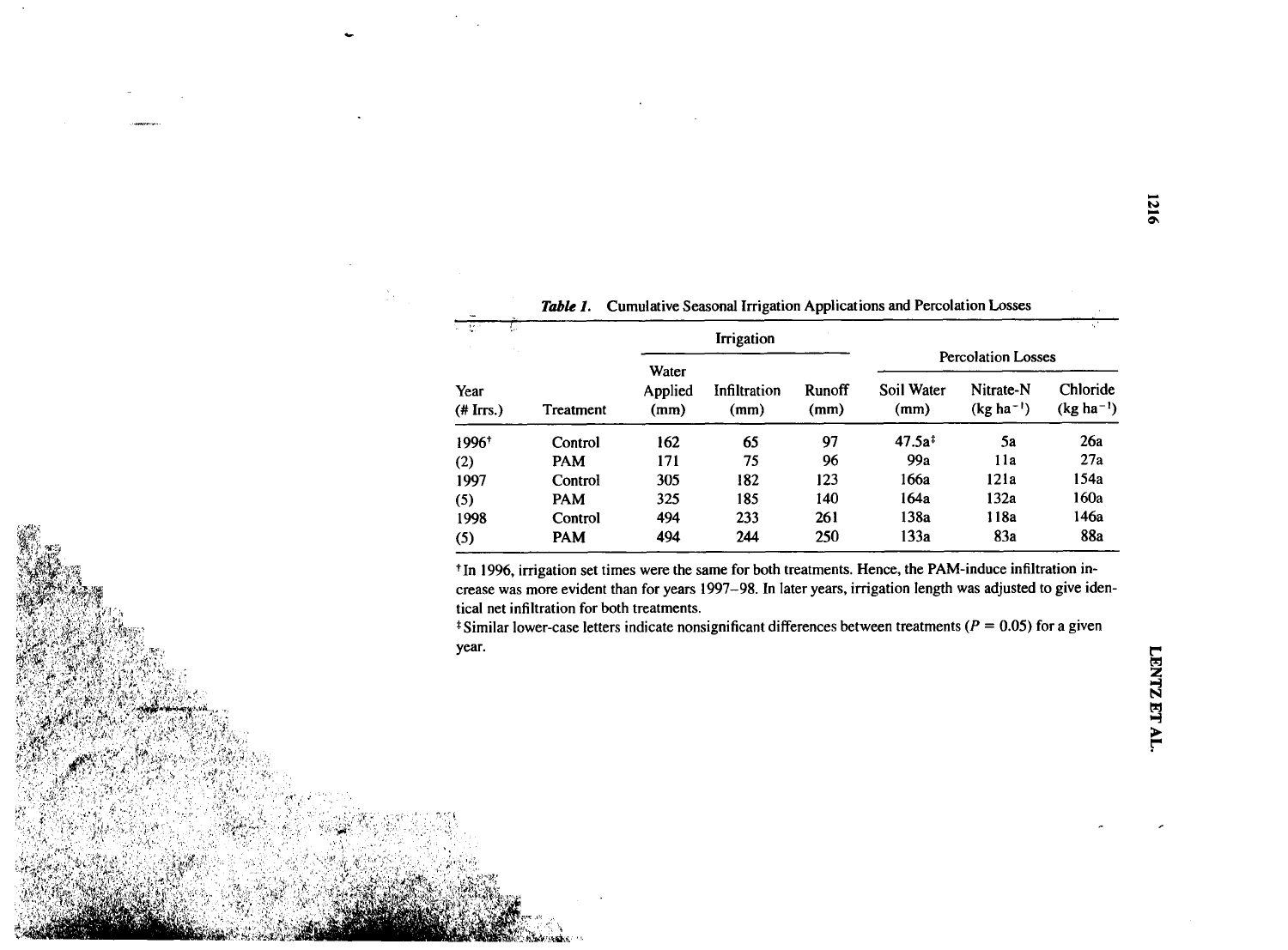**Table 1.** Cumulative Seasonal Irrigation Applications and Percolation Losses

| Year (# Irrs.) | Treatment | Irrigation: Water Applied (mm) | Irrigation: Infiltration (mm) | Irrigation: Runoff (mm) | Percolation Losses: Soil Water (mm) | Percolation Losses: Nitrate-N (kg ha$^{-1}$) | Percolation Losses: Chloride (kg ha$^{-1}$) |
|---|---|---|---|---|---|---|---|
| 1996[†] | Control | 162 | 65 | 97 | 47.5a[‡] | 5a | 26a |
| (2) | PAM | 171 | 75 | 96 | 99a | 11a | 27a |
| 1997 | Control | 305 | 182 | 123 | 166a | 121a | 154a |
| (5) | PAM | 325 | 185 | 140 | 164a | 132a | 160a |
| 1998 | Control | 494 | 233 | 261 | 138a | 118a | 146a |
| (5) | PAM | 494 | 244 | 250 | 133a | 83a | 88a |

[†] In 1996, irrigation set times were the same for both treatments. Hence, the PAM-induce infiltration increase was more evident than for years 1997–98. In later years, irrigation length was adjusted to give identical net infiltration for both treatments.

[‡] Similar lower-case letters indicate nonsignificant differences between treatments ($P = 0.05$) for a given year.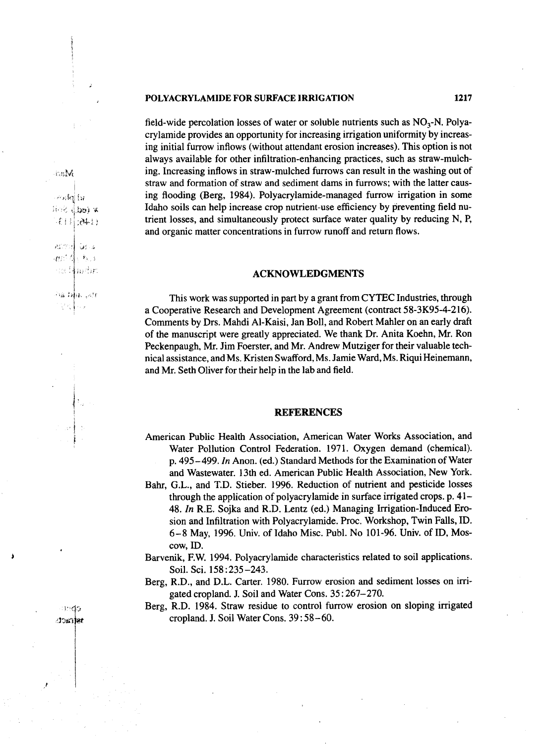field-wide percolation losses of water or soluble nutrients such as $NO_3$-N. Polyacrylamide provides an opportunity for increasing irrigation uniformity by increasing initial furrow inflows (without attendant erosion increases). This option is not always available for other infiltration-enhancing practices, such as straw-mulching. Increasing inflows in straw-mulched furrows can result in the washing out of straw and formation of straw and sediment dams in furrows; with the latter causing flooding (Berg, 1984). Polyacrylamide-managed furrow irrigation in some Idaho soils can help increase crop nutrient-use efficiency by preventing field nutrient losses, and simultaneously protect surface water quality by reducing N, P, and organic matter concentrations in furrow runoff and return flows.

## ACKNOWLEDGMENTS

This work was supported in part by a grant from CYTEC Industries, through a Cooperative Research and Development Agreement (contract 58-3K95-4-216). Comments by Drs. Mahdi Al-Kaisi, Jan Boll, and Robert Mahler on an early draft of the manuscript were greatly appreciated. We thank Dr. Anita Koehn, Mr. Ron Peckenpaugh, Mr. Jim Foerster, and Mr. Andrew Mutziger for their valuable technical assistance, and Ms. Kristen Swafford, Ms. Jamie Ward, Ms. Riqui Heinemann, and Mr. Seth Oliver for their help in the lab and field.

## REFERENCES

American Public Health Association, American Water Works Association, and Water Pollution Control Federation. 1971. Oxygen demand (chemical). p. 495–499. *In* Anon. (ed.) Standard Methods for the Examination of Water and Wastewater. 13th ed. American Public Health Association, New York.

Bahr, G.L., and T.D. Stieber. 1996. Reduction of nutrient and pesticide losses through the application of polyacrylamide in surface irrigated crops. p. 41–48. *In* R.E. Sojka and R.D. Lentz (ed.) Managing Irrigation-Induced Erosion and Infiltration with Polyacrylamide. Proc. Workshop, Twin Falls, ID. 6–8 May, 1996. Univ. of Idaho Misc. Publ. No 101-96. Univ. of ID, Moscow, ID.

Barvenik, F.W. 1994. Polyacrylamide characteristics related to soil applications. Soil. Sci. 158:235–243.

Berg, R.D., and D.L. Carter. 1980. Furrow erosion and sediment losses on irrigated cropland. J. Soil and Water Cons. 35:267–270.

Berg, R.D. 1984. Straw residue to control furrow erosion on sloping irrigated cropland. J. Soil Water Cons. 39:58–60.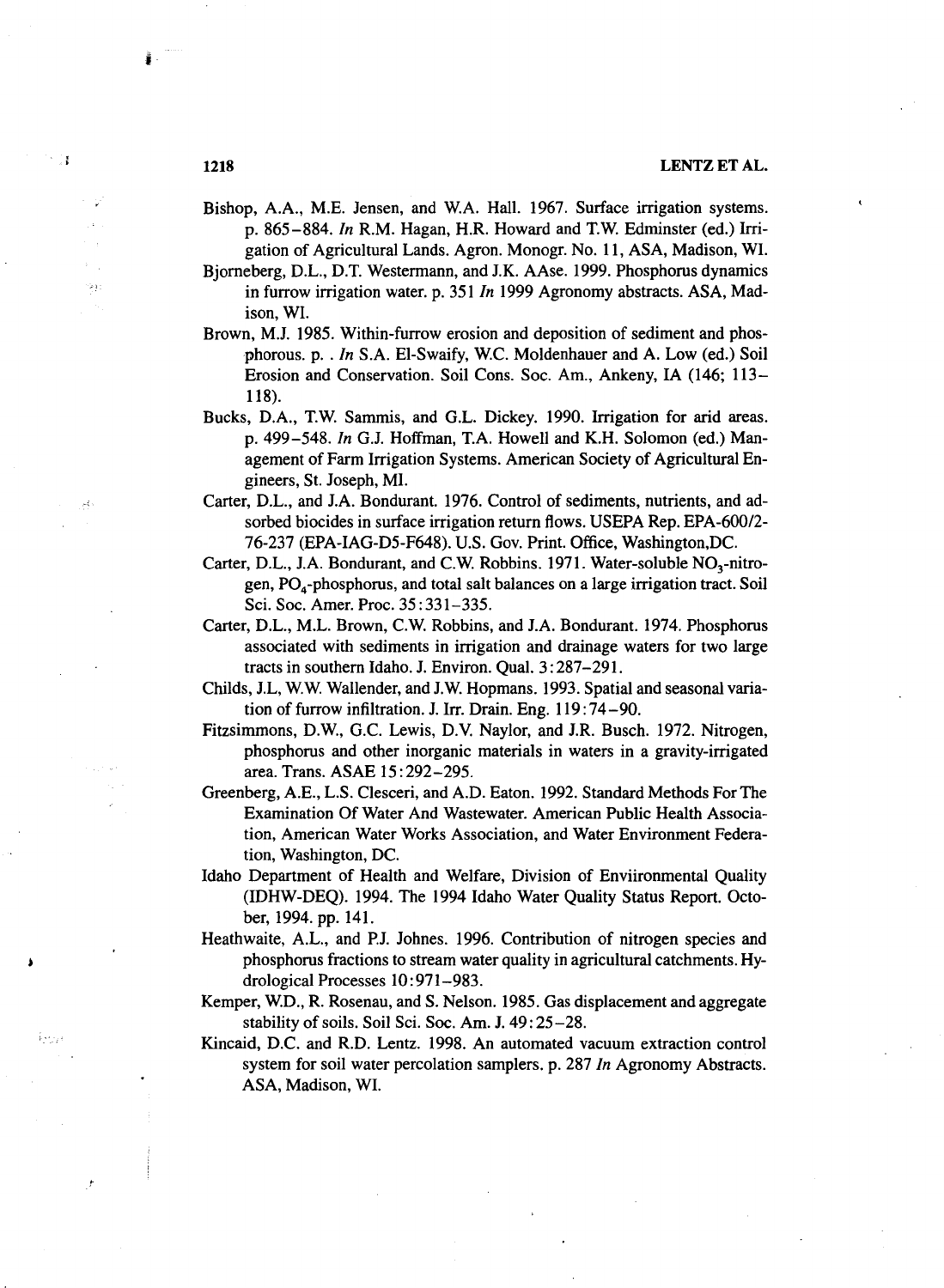Bishop, A.A., M.E. Jensen, and W.A. Hall. 1967. Surface irrigation systems. p. 865–884. *In* R.M. Hagan, H.R. Howard and T.W. Edminster (ed.) Irrigation of Agricultural Lands. Agron. Monogr. No. 11, ASA, Madison, WI.

Bjorneberg, D.L., D.T. Westermann, and J.K. AAse. 1999. Phosphorus dynamics in furrow irrigation water. p. 351 *In* 1999 Agronomy abstracts. ASA, Madison, WI.

Brown, M.J. 1985. Within-furrow erosion and deposition of sediment and phosphorous. p. . *In* S.A. El-Swaify, W.C. Moldenhauer and A. Low (ed.) Soil Erosion and Conservation. Soil Cons. Soc. Am., Ankeny, IA (146; 113–118).

Bucks, D.A., T.W. Sammis, and G.L. Dickey. 1990. Irrigation for arid areas. p. 499–548. *In* G.J. Hoffman, T.A. Howell and K.H. Solomon (ed.) Management of Farm Irrigation Systems. American Society of Agricultural Engineers, St. Joseph, MI.

Carter, D.L., and J.A. Bondurant. 1976. Control of sediments, nutrients, and adsorbed biocides in surface irrigation return flows. USEPA Rep. EPA-600/2-76-237 (EPA-IAG-D5-F648). U.S. Gov. Print. Office, Washington,DC.

Carter, D.L., J.A. Bondurant, and C.W. Robbins. 1971. Water-soluble $NO_3$-nitrogen, $PO_4$-phosphorus, and total salt balances on a large irrigation tract. Soil Sci. Soc. Amer. Proc. 35:331–335.

Carter, D.L., M.L. Brown, C.W. Robbins, and J.A. Bondurant. 1974. Phosphorus associated with sediments in irrigation and drainage waters for two large tracts in southern Idaho. J. Environ. Qual. 3:287–291.

Childs, J.L, W.W. Wallender, and J.W. Hopmans. 1993. Spatial and seasonal variation of furrow infiltration. J. Irr. Drain. Eng. 119:74–90.

Fitzsimmons, D.W., G.C. Lewis, D.V. Naylor, and J.R. Busch. 1972. Nitrogen, phosphorus and other inorganic materials in waters in a gravity-irrigated area. Trans. ASAE 15:292–295.

Greenberg, A.E., L.S. Clesceri, and A.D. Eaton. 1992. Standard Methods For The Examination Of Water And Wastewater. American Public Health Association, American Water Works Association, and Water Environment Federation, Washington, DC.

Idaho Department of Health and Welfare, Division of Enviironmental Quality (IDHW-DEQ). 1994. The 1994 Idaho Water Quality Status Report. October, 1994. pp. 141.

Heathwaite, A.L., and P.J. Johnes. 1996. Contribution of nitrogen species and phosphorus fractions to stream water quality in agricultural catchments. Hydrological Processes 10:971–983.

Kemper, W.D., R. Rosenau, and S. Nelson. 1985. Gas displacement and aggregate stability of soils. Soil Sci. Soc. Am. J. 49:25–28.

Kincaid, D.C. and R.D. Lentz. 1998. An automated vacuum extraction control system for soil water percolation samplers. p. 287 *In* Agronomy Abstracts. ASA, Madison, WI.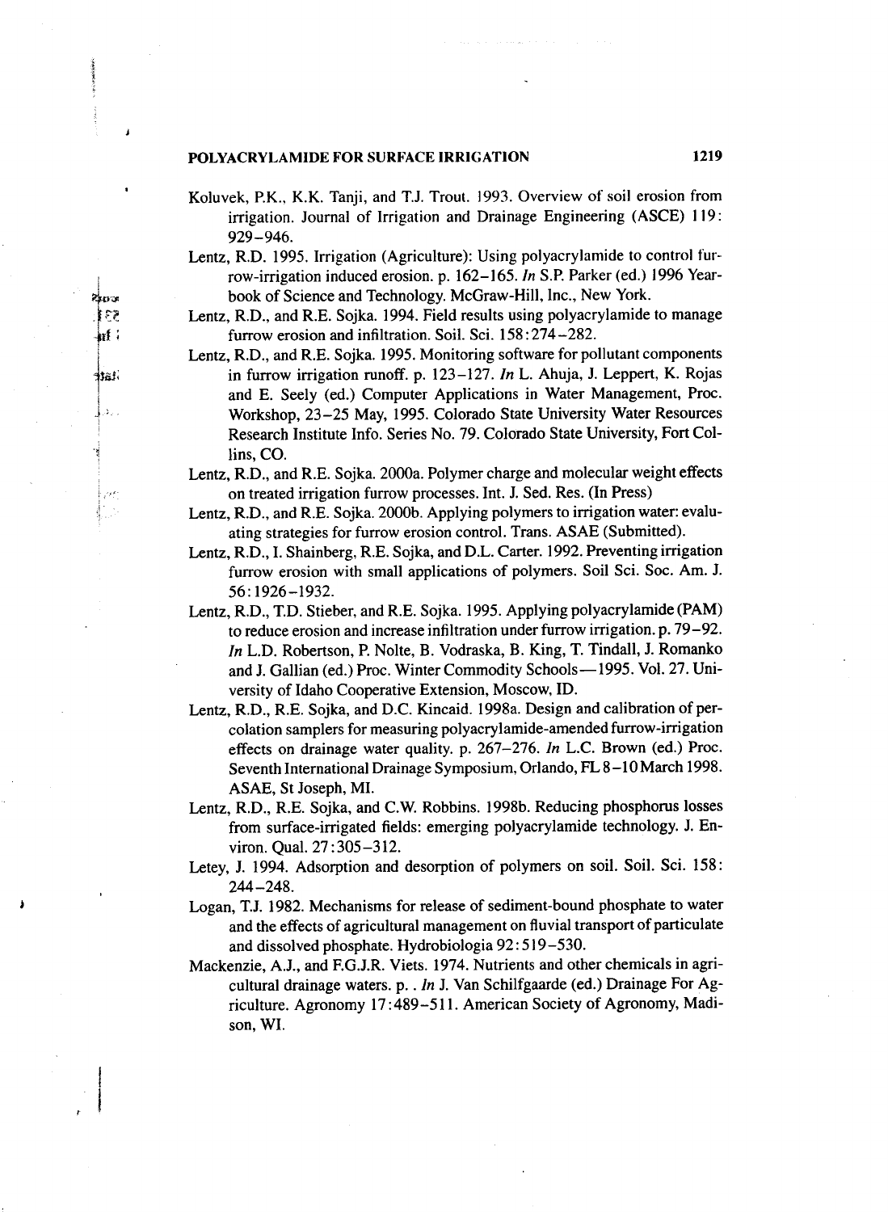Koluvek, P.K., K.K. Tanji, and T.J. Trout. 1993. Overview of soil erosion from irrigation. Journal of Irrigation and Drainage Engineering (ASCE) 119: 929–946.

Lentz, R.D. 1995. Irrigation (Agriculture): Using polyacrylamide to control furrow-irrigation induced erosion. p. 162–165. *In* S.P. Parker (ed.) 1996 Yearbook of Science and Technology. McGraw-Hill, Inc., New York.

Lentz, R.D., and R.E. Sojka. 1994. Field results using polyacrylamide to manage furrow erosion and infiltration. Soil. Sci. 158:274–282.

Lentz, R.D., and R.E. Sojka. 1995. Monitoring software for pollutant components in furrow irrigation runoff. p. 123–127. *In* L. Ahuja, J. Leppert, K. Rojas and E. Seely (ed.) Computer Applications in Water Management, Proc. Workshop, 23–25 May, 1995. Colorado State University Water Resources Research Institute Info. Series No. 79. Colorado State University, Fort Collins, CO.

Lentz, R.D., and R.E. Sojka. 2000a. Polymer charge and molecular weight effects on treated irrigation furrow processes. Int. J. Sed. Res. (In Press)

Lentz, R.D., and R.E. Sojka. 2000b. Applying polymers to irrigation water: evaluating strategies for furrow erosion control. Trans. ASAE (Submitted).

Lentz, R.D., I. Shainberg, R.E. Sojka, and D.L. Carter. 1992. Preventing irrigation furrow erosion with small applications of polymers. Soil Sci. Soc. Am. J. 56:1926–1932.

Lentz, R.D., T.D. Stieber, and R.E. Sojka. 1995. Applying polyacrylamide (PAM) to reduce erosion and increase infiltration under furrow irrigation. p. 79–92. *In* L.D. Robertson, P. Nolte, B. Vodraska, B. King, T. Tindall, J. Romanko and J. Gallian (ed.) Proc. Winter Commodity Schools—1995. Vol. 27. University of Idaho Cooperative Extension, Moscow, ID.

Lentz, R.D., R.E. Sojka, and D.C. Kincaid. 1998a. Design and calibration of percolation samplers for measuring polyacrylamide-amended furrow-irrigation effects on drainage water quality. p. 267–276. *In* L.C. Brown (ed.) Proc. Seventh International Drainage Symposium, Orlando, FL 8–10 March 1998. ASAE, St Joseph, MI.

Lentz, R.D., R.E. Sojka, and C.W. Robbins. 1998b. Reducing phosphorus losses from surface-irrigated fields: emerging polyacrylamide technology. J. Environ. Qual. 27:305–312.

Letey, J. 1994. Adsorption and desorption of polymers on soil. Soil. Sci. 158: 244–248.

Logan, T.J. 1982. Mechanisms for release of sediment-bound phosphate to water and the effects of agricultural management on fluvial transport of particulate and dissolved phosphate. Hydrobiologia 92:519–530.

Mackenzie, A.J., and F.G.J.R. Viets. 1974. Nutrients and other chemicals in agricultural drainage waters. p. . *In* J. Van Schilfgaarde (ed.) Drainage For Agriculture. Agronomy 17:489–511. American Society of Agronomy, Madison, WI.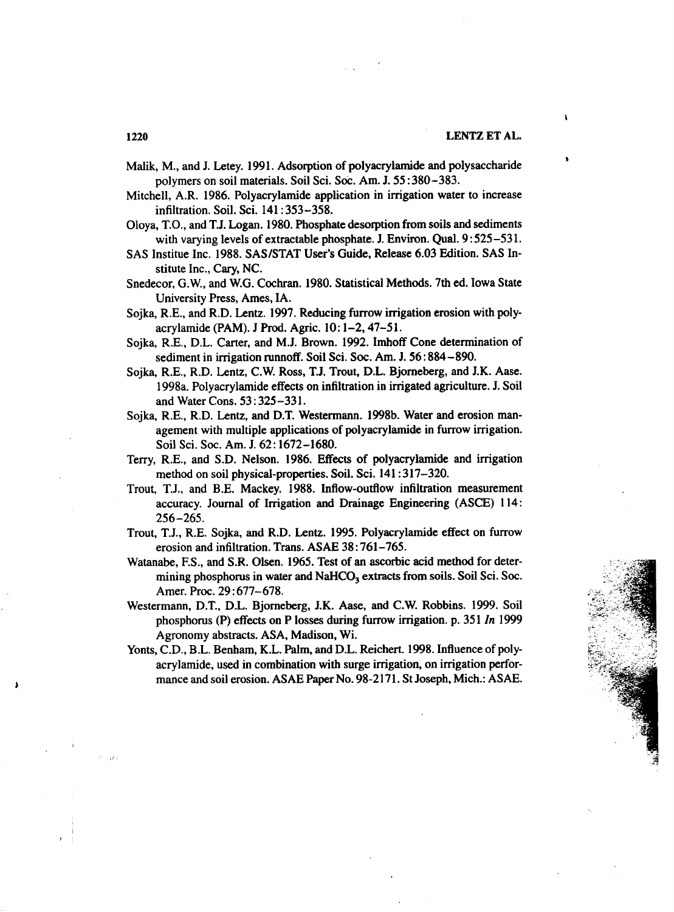Malik, M., and J. Letey. 1991. Adsorption of polyacrylamide and polysaccharide polymers on soil materials. Soil Sci. Soc. Am. J. 55:380–383.

Mitchell, A.R. 1986. Polyacrylamide application in irrigation water to increase infiltration. Soil. Sci. 141:353–358.

Oloya, T.O., and T.J. Logan. 1980. Phosphate desorption from soils and sediments with varying levels of extractable phosphate. J. Environ. Qual. 9:525–531.

SAS Institue Inc. 1988. SAS/STAT User's Guide, Release 6.03 Edition. SAS Institute Inc., Cary, NC.

Snedecor, G.W., and W.G. Cochran. 1980. Statistical Methods. 7th ed. Iowa State University Press, Ames, IA.

Sojka, R.E., and R.D. Lentz. 1997. Reducing furrow irrigation erosion with polyacrylamide (PAM). J Prod. Agric. 10:1–2, 47–51.

Sojka, R.E., D.L. Carter, and M.J. Brown. 1992. Imhoff Cone determination of sediment in irrigation runnoff. Soil Sci. Soc. Am. J. 56:884–890.

Sojka, R.E., R.D. Lentz, C.W. Ross, T.J. Trout, D.L. Bjorneberg, and J.K. Aase. 1998a. Polyacrylamide effects on infiltration in irrigated agriculture. J. Soil and Water Cons. 53:325–331.

Sojka, R.E., R.D. Lentz, and D.T. Westermann. 1998b. Water and erosion management with multiple applications of polyacrylamide in furrow irrigation. Soil Sci. Soc. Am. J. 62:1672–1680.

Terry, R.E., and S.D. Nelson. 1986. Effects of polyacrylamide and irrigation method on soil physical-properties. Soil. Sci. 141:317–320.

Trout, T.J., and B.E. Mackey. 1988. Inflow-outflow infiltration measurement accuracy. Journal of Irrigation and Drainage Engineering (ASCE) 114: 256–265.

Trout, T.J., R.E. Sojka, and R.D. Lentz. 1995. Polyacrylamide effect on furrow erosion and infiltration. Trans. ASAE 38:761–765.

Watanabe, F.S., and S.R. Olsen. 1965. Test of an ascorbic acid method for determining phosphorus in water and $NaHCO_3$ extracts from soils. Soil Sci. Soc. Amer. Proc. 29:677–678.

Westermann, D.T., D.L. Bjorneberg, J.K. Aase, and C.W. Robbins. 1999. Soil phosphorus (P) effects on P losses during furrow irrigation. p. 351 *In* 1999 Agronomy abstracts. ASA, Madison, Wi.

Yonts, C.D., B.L. Benham, K.L. Palm, and D.L. Reichert. 1998. Influence of polyacrylamide, used in combination with surge irrigation, on irrigation performance and soil erosion. ASAE Paper No. 98-2171. St Joseph, Mich.: ASAE.